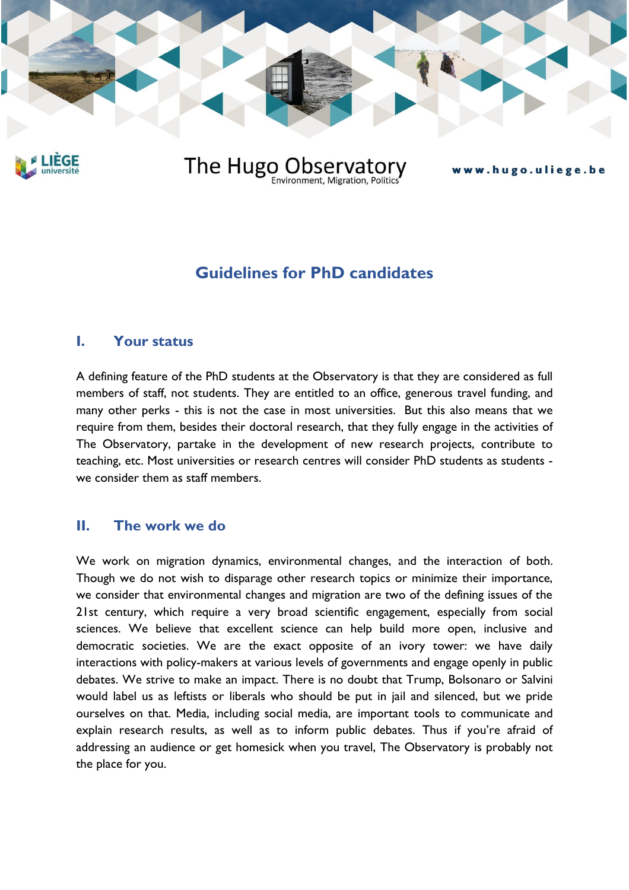The Hugo Observatory
Environment, Migration, Politics

www.hugo.uliege.be

# Guidelines for PhD candidates

## I. Your status

A defining feature of the PhD students at the Observatory is that they are considered as full members of staff, not students. They are entitled to an office, generous travel funding, and many other perks - this is not the case in most universities. But this also means that we require from them, besides their doctoral research, that they fully engage in the activities of The Observatory, partake in the development of new research projects, contribute to teaching, etc. Most universities or research centres will consider PhD students as students - we consider them as staff members.

## II. The work we do

We work on migration dynamics, environmental changes, and the interaction of both. Though we do not wish to disparage other research topics or minimize their importance, we consider that environmental changes and migration are two of the defining issues of the 21st century, which require a very broad scientific engagement, especially from social sciences. We believe that excellent science can help build more open, inclusive and democratic societies. We are the exact opposite of an ivory tower: we have daily interactions with policy-makers at various levels of governments and engage openly in public debates. We strive to make an impact. There is no doubt that Trump, Bolsonaro or Salvini would label us as leftists or liberals who should be put in jail and silenced, but we pride ourselves on that. Media, including social media, are important tools to communicate and explain research results, as well as to inform public debates. Thus if you're afraid of addressing an audience or get homesick when you travel, The Observatory is probably not the place for you.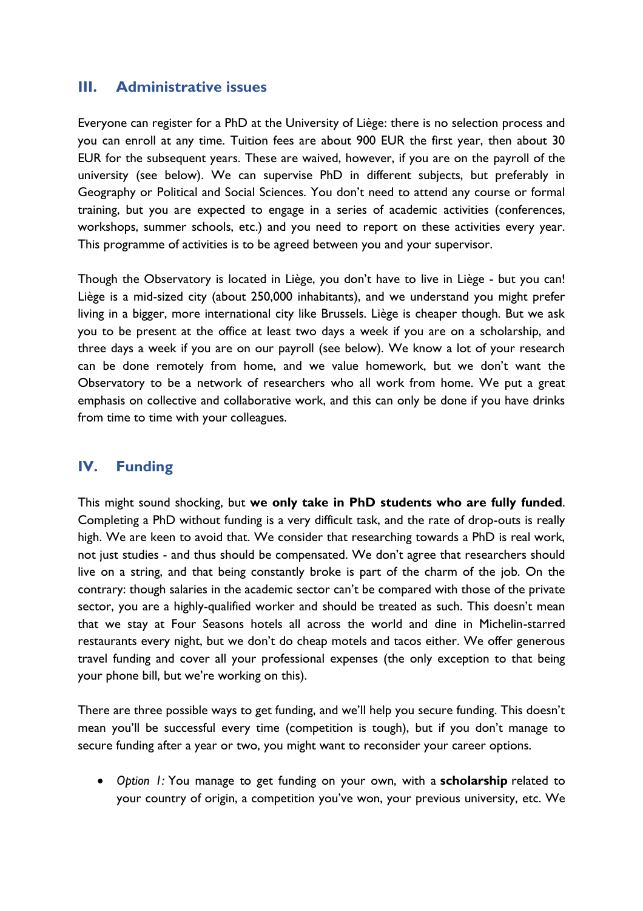## III. Administrative issues

Everyone can register for a PhD at the University of Liège: there is no selection process and you can enroll at any time. Tuition fees are about 900 EUR the first year, then about 30 EUR for the subsequent years. These are waived, however, if you are on the payroll of the university (see below). We can supervise PhD in different subjects, but preferably in Geography or Political and Social Sciences. You don't need to attend any course or formal training, but you are expected to engage in a series of academic activities (conferences, workshops, summer schools, etc.) and you need to report on these activities every year. This programme of activities is to be agreed between you and your supervisor.

Though the Observatory is located in Liège, you don't have to live in Liège - but you can! Liège is a mid-sized city (about 250,000 inhabitants), and we understand you might prefer living in a bigger, more international city like Brussels. Liège is cheaper though. But we ask you to be present at the office at least two days a week if you are on a scholarship, and three days a week if you are on our payroll (see below). We know a lot of your research can be done remotely from home, and we value homework, but we don't want the Observatory to be a network of researchers who all work from home. We put a great emphasis on collective and collaborative work, and this can only be done if you have drinks from time to time with your colleagues.

## IV. Funding

This might sound shocking, but **we only take in PhD students who are fully funded**. Completing a PhD without funding is a very difficult task, and the rate of drop-outs is really high. We are keen to avoid that. We consider that researching towards a PhD is real work, not just studies - and thus should be compensated. We don't agree that researchers should live on a string, and that being constantly broke is part of the charm of the job. On the contrary: though salaries in the academic sector can't be compared with those of the private sector, you are a highly-qualified worker and should be treated as such. This doesn't mean that we stay at Four Seasons hotels all across the world and dine in Michelin-starred restaurants every night, but we don't do cheap motels and tacos either. We offer generous travel funding and cover all your professional expenses (the only exception to that being your phone bill, but we're working on this).

There are three possible ways to get funding, and we'll help you secure funding. This doesn't mean you'll be successful every time (competition is tough), but if you don't manage to secure funding after a year or two, you might want to reconsider your career options.

- *Option 1:* You manage to get funding on your own, with a **scholarship** related to your country of origin, a competition you've won, your previous university, etc. We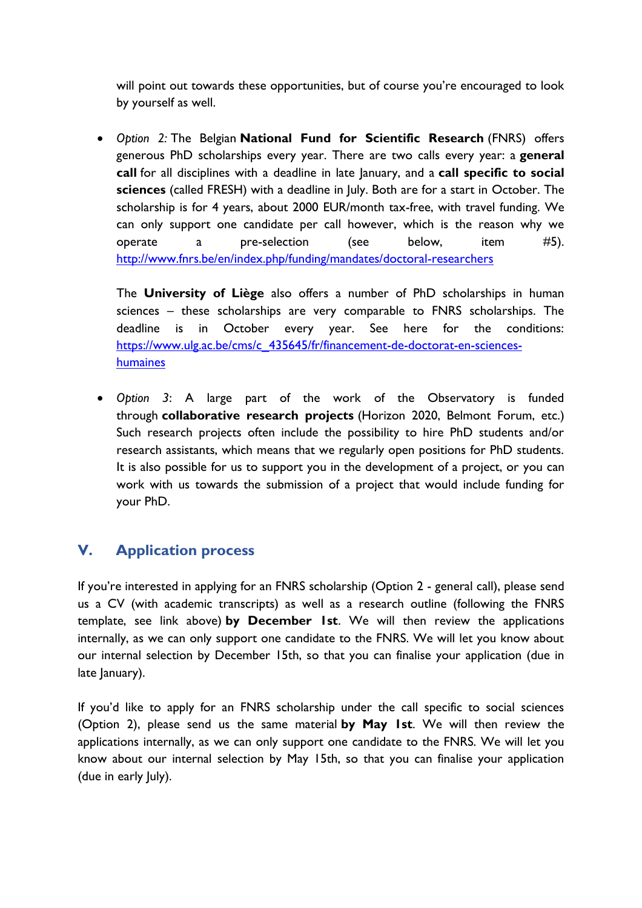will point out towards these opportunities, but of course you're encouraged to look by yourself as well.

- *Option 2:* The Belgian **National Fund for Scientific Research** (FNRS) offers generous PhD scholarships every year. There are two calls every year: a **general call** for all disciplines with a deadline in late January, and a **call specific to social sciences** (called FRESH) with a deadline in July. Both are for a start in October. The scholarship is for 4 years, about 2000 EUR/month tax-free, with travel funding. We can only support one candidate per call however, which is the reason why we operate a pre-selection (see below, item #5). http://www.fnrs.be/en/index.php/funding/mandates/doctoral-researchers

  The **University of Liège** also offers a number of PhD scholarships in human sciences – these scholarships are very comparable to FNRS scholarships. The deadline is in October every year. See here for the conditions: https://www.ulg.ac.be/cms/c_435645/fr/financement-de-doctorat-en-sciences-humaines

- *Option 3*: A large part of the work of the Observatory is funded through **collaborative research projects** (Horizon 2020, Belmont Forum, etc.) Such research projects often include the possibility to hire PhD students and/or research assistants, which means that we regularly open positions for PhD students. It is also possible for us to support you in the development of a project, or you can work with us towards the submission of a project that would include funding for your PhD.

## V. Application process

If you're interested in applying for an FNRS scholarship (Option 2 - general call), please send us a CV (with academic transcripts) as well as a research outline (following the FNRS template, see link above) **by December 1st**. We will then review the applications internally, as we can only support one candidate to the FNRS. We will let you know about our internal selection by December 15th, so that you can finalise your application (due in late January).

If you'd like to apply for an FNRS scholarship under the call specific to social sciences (Option 2), please send us the same material **by May 1st**. We will then review the applications internally, as we can only support one candidate to the FNRS. We will let you know about our internal selection by May 15th, so that you can finalise your application (due in early July).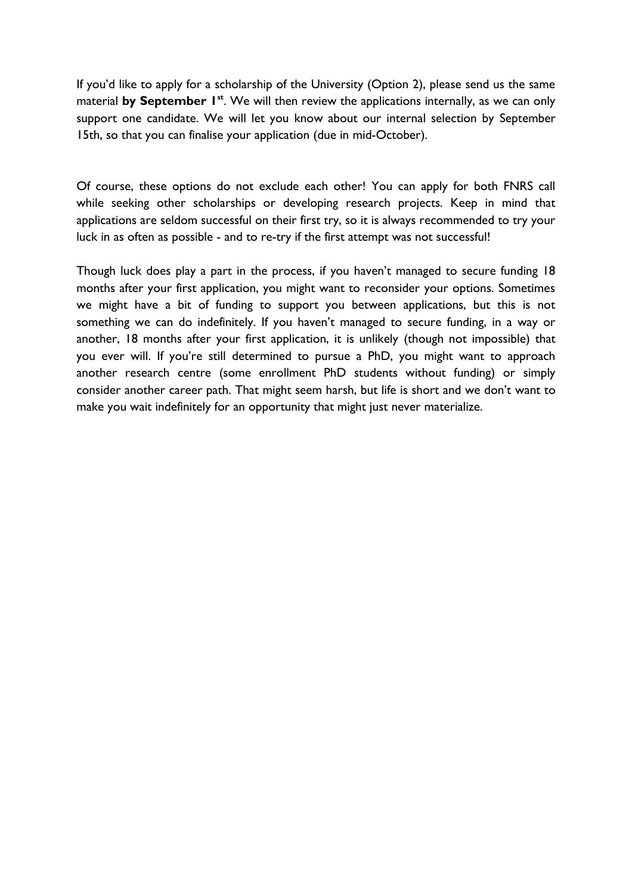If you'd like to apply for a scholarship of the University (Option 2), please send us the same material **by September 1st**. We will then review the applications internally, as we can only support one candidate. We will let you know about our internal selection by September 15th, so that you can finalise your application (due in mid-October).

Of course, these options do not exclude each other! You can apply for both FNRS call while seeking other scholarships or developing research projects. Keep in mind that applications are seldom successful on their first try, so it is always recommended to try your luck in as often as possible - and to re-try if the first attempt was not successful!

Though luck does play a part in the process, if you haven't managed to secure funding 18 months after your first application, you might want to reconsider your options. Sometimes we might have a bit of funding to support you between applications, but this is not something we can do indefinitely. If you haven't managed to secure funding, in a way or another, 18 months after your first application, it is unlikely (though not impossible) that you ever will. If you're still determined to pursue a PhD, you might want to approach another research centre (some enrollment PhD students without funding) or simply consider another career path. That might seem harsh, but life is short and we don't want to make you wait indefinitely for an opportunity that might just never materialize.